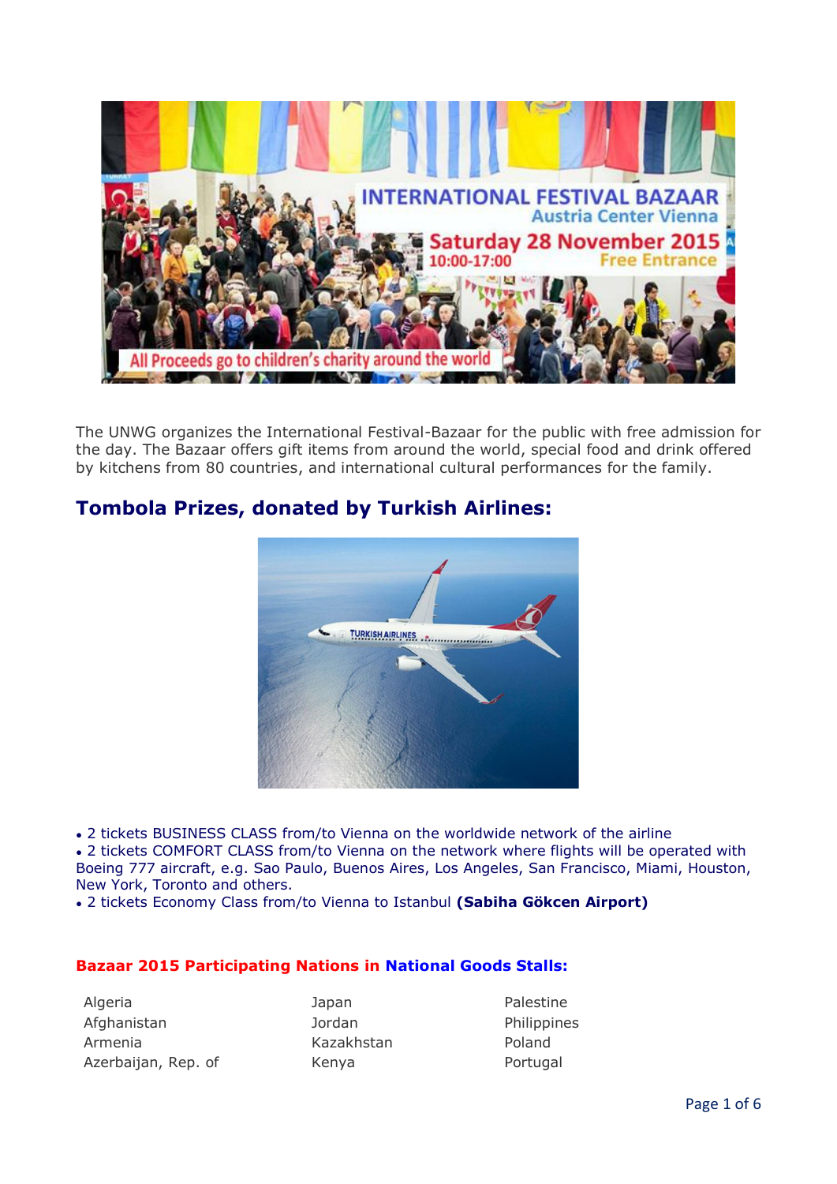The UNWG organizes the International Festival-Bazaar for the public with free admission for the day. The Bazaar offers gift items from around the world, special food and drink offered by kitchens from 80 countries, and international cultural performances for the family.

## Tombola Prizes, donated by Turkish Airlines:

- 2 tickets BUSINESS CLASS from/to Vienna on the worldwide network of the airline
- 2 tickets COMFORT CLASS from/to Vienna on the network where flights will be operated with Boeing 777 aircraft, e.g. Sao Paulo, Buenos Aires, Los Angeles, San Francisco, Miami, Houston, New York, Toronto and others.
- 2 tickets Economy Class from/to Vienna to Istanbul **(Sabiha Gökcen Airport)**

### Bazaar 2015 Participating Nations in National Goods Stalls:

Algeria
Afghanistan
Armenia
Azerbaijan, Rep. of
Japan
Jordan
Kazakhstan
Kenya
Palestine
Philippines
Poland
Portugal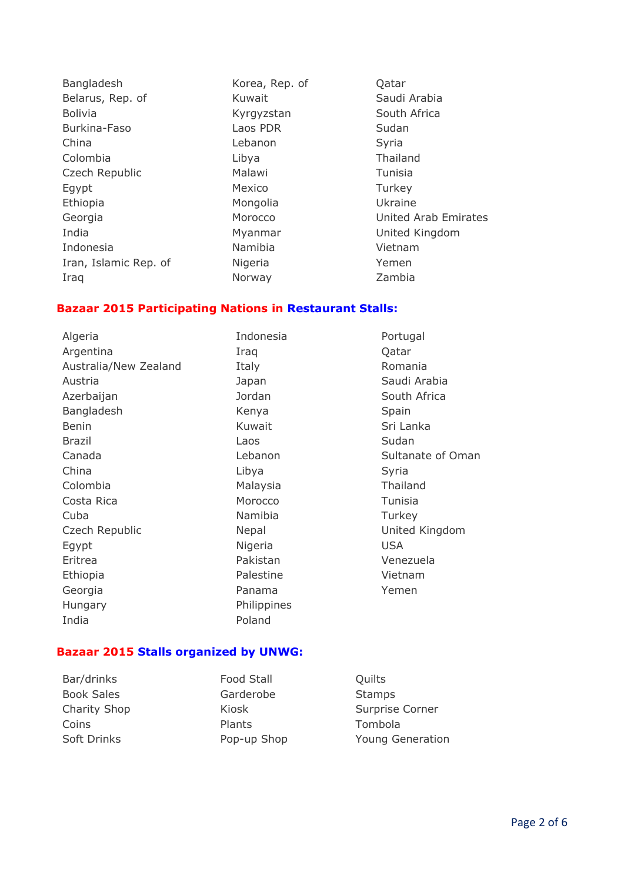Bangladesh
Belarus, Rep. of
Bolivia
Burkina-Faso
China
Colombia
Czech Republic
Egypt
Ethiopia
Georgia
India
Indonesia
Iran, Islamic Rep. of
Iraq
Korea, Rep. of
Kuwait
Kyrgyzstan
Laos PDR
Lebanon
Libya
Malawi
Mexico
Mongolia
Morocco
Myanmar
Namibia
Nigeria
Norway
Qatar
Saudi Arabia
South Africa
Sudan
Syria
Thailand
Tunisia
Turkey
Ukraine
United Arab Emirates
United Kingdom
Vietnam
Yemen
Zambia

### Bazaar 2015 Participating Nations in Restaurant Stalls:

Algeria
Argentina
Australia/New Zealand
Austria
Azerbaijan
Bangladesh
Benin
Brazil
Canada
China
Colombia
Costa Rica
Cuba
Czech Republic
Egypt
Eritrea
Ethiopia
Georgia
Hungary
India
Indonesia
Iraq
Italy
Japan
Jordan
Kenya
Kuwait
Laos
Lebanon
Libya
Malaysia
Morocco
Namibia
Nepal
Nigeria
Pakistan
Palestine
Panama
Philippines
Poland
Portugal
Qatar
Romania
Saudi Arabia
South Africa
Spain
Sri Lanka
Sudan
Sultanate of Oman
Syria
Thailand
Tunisia
Turkey
United Kingdom
USA
Venezuela
Vietnam
Yemen

### Bazaar 2015 Stalls organized by UNWG:

Bar/drinks
Book Sales
Charity Shop
Coins
Soft Drinks
Food Stall
Garderobe
Kiosk
Plants
Pop-up Shop
Quilts
Stamps
Surprise Corner
Tombola
Young Generation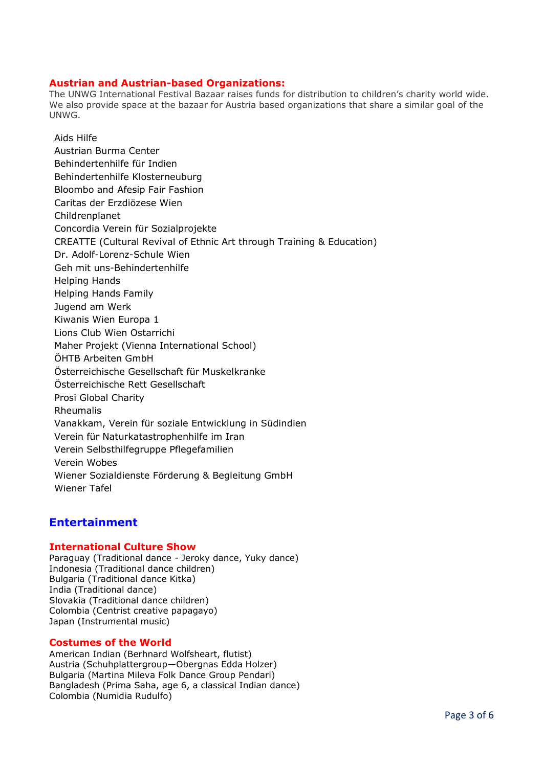## Austrian and Austrian-based Organizations:

The UNWG International Festival Bazaar raises funds for distribution to children's charity world wide. We also provide space at the bazaar for Austria based organizations that share a similar goal of the UNWG.

- Aids Hilfe
- Austrian Burma Center
- Behindertenhilfe für Indien
- Behindertenhilfe Klosterneuburg
- Bloombo and Afesip Fair Fashion
- Caritas der Erzdiözese Wien
- Childrenplanet
- Concordia Verein für Sozialprojekte
- CREATTE (Cultural Revival of Ethnic Art through Training & Education)
- Dr. Adolf-Lorenz-Schule Wien
- Geh mit uns-Behindertenhilfe
- Helping Hands
- Helping Hands Family
- Jugend am Werk
- Kiwanis Wien Europa 1
- Lions Club Wien Ostarrichi
- Maher Projekt (Vienna International School)
- ÖHTB Arbeiten GmbH
- Österreichische Gesellschaft für Muskelkranke
- Österreichische Rett Gesellschaft
- Prosi Global Charity
- Rheumalis
- Vanakkam, Verein für soziale Entwicklung in Südindien
- Verein für Naturkatastrophenhilfe im Iran
- Verein Selbsthilfegruppe Pflegefamilien
- Verein Wobes
- Wiener Sozialdienste Förderung & Begleitung GmbH
- Wiener Tafel

# Entertainment

## International Culture Show

Paraguay (Traditional dance - Jeroky dance, Yuky dance)
Indonesia (Traditional dance children)
Bulgaria (Traditional dance Kitka)
India (Traditional dance)
Slovakia (Traditional dance children)
Colombia (Centrist creative papagayo)
Japan (Instrumental music)

## Costumes of the World

American Indian (Berhnard Wolfsheart, flutist)
Austria (Schuhplattergroup—Obergnas Edda Holzer)
Bulgaria (Martina Mileva Folk Dance Group Pendari)
Bangladesh (Prima Saha, age 6, a classical Indian dance)
Colombia (Numidia Rudulfo)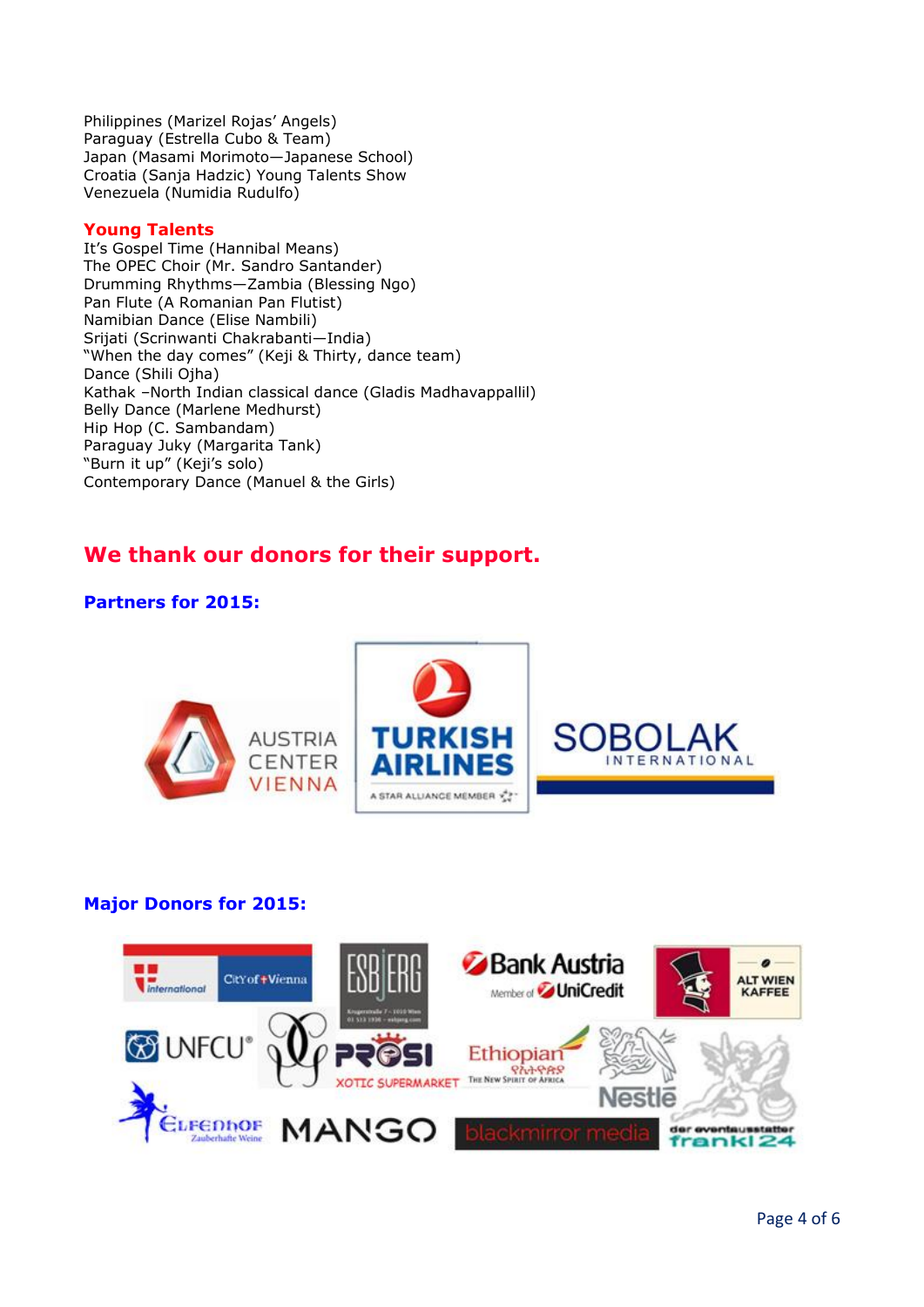Philippines (Marizel Rojas' Angels)
Paraguay (Estrella Cubo & Team)
Japan (Masami Morimoto—Japanese School)
Croatia (Sanja Hadzic) Young Talents Show
Venezuela (Numidia Rudulfo)

**Young Talents**

It's Gospel Time (Hannibal Means)
The OPEC Choir (Mr. Sandro Santander)
Drumming Rhythms—Zambia (Blessing Ngo)
Pan Flute (A Romanian Pan Flutist)
Namibian Dance (Elise Nambili)
Srijati (Scrinwanti Chakrabanti—India)
"When the day comes" (Keji & Thirty, dance team)
Dance (Shili Ojha)
Kathak –North Indian classical dance (Gladis Madhavappallil)
Belly Dance (Marlene Medhurst)
Hip Hop (C. Sambandam)
Paraguay Juky (Margarita Tank)
"Burn it up" (Keji's solo)
Contemporary Dance (Manuel & the Girls)

## We thank our donors for their support.

### Partners for 2015:

AUSTRIA CENTER VIENNA
TURKISH AIRLINES — A STAR ALLIANCE MEMBER
SOBOLAK INTERNATIONAL

### Major Donors for 2015:

International City of Vienna
ESBJERG
Bank Austria — Member of UniCredit
ALT WIEN KAFFEE
UNFCU
PROSI XOTIC SUPERMARKET
Ethiopian — The New Spirit of Africa
Nestlé
ELFENHOF Zauberhafte Weine
MANGO
blackmirror media
der eventausstatter frankl24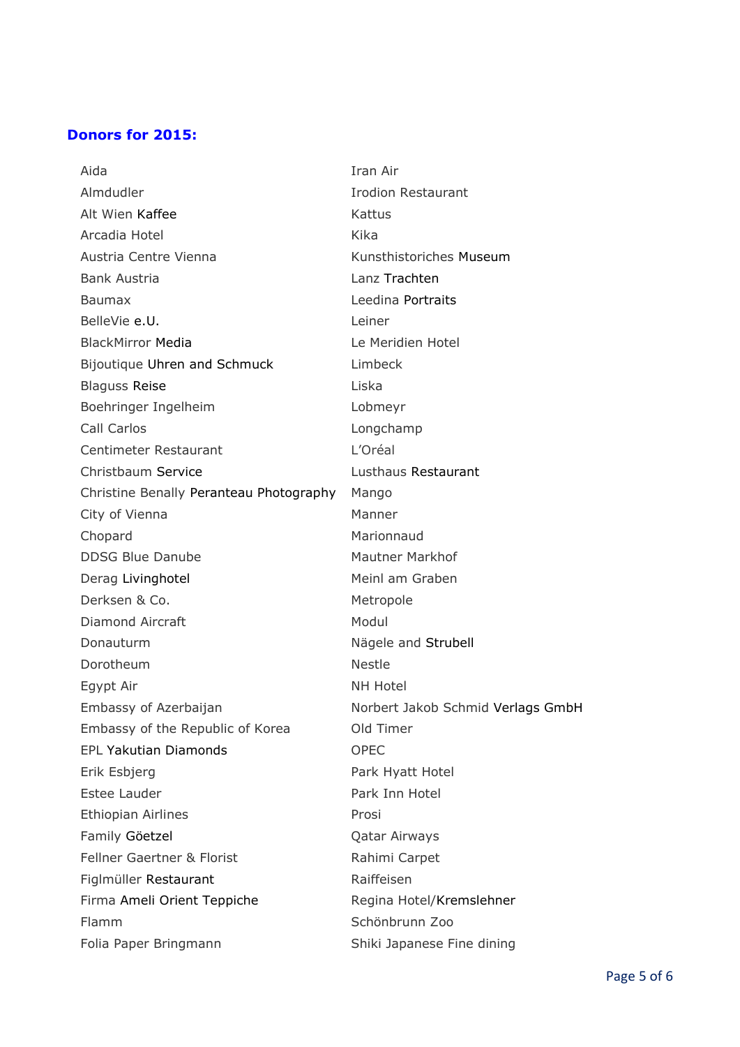## Donors for 2015:

- Aida
- Almdudler
- Alt Wien Kaffee
- Arcadia Hotel
- Austria Centre Vienna
- Bank Austria
- Baumax
- BelleVie e.U.
- BlackMirror Media
- Bijoutique Uhren and Schmuck
- Blaguss Reise
- Boehringer Ingelheim
- Call Carlos
- Centimeter Restaurant
- Christbaum Service
- Christine Benally Peranteau Photography
- City of Vienna
- Chopard
- DDSG Blue Danube
- Derag Livinghotel
- Derksen & Co.
- Diamond Aircraft
- Donauturm
- Dorotheum
- Egypt Air
- Embassy of Azerbaijan
- Embassy of the Republic of Korea
- EPL Yakutian Diamonds
- Erik Esbjerg
- Estee Lauder
- Ethiopian Airlines
- Family Göetzel
- Fellner Gaertner & Florist
- Figlmüller Restaurant
- Firma Ameli Orient Teppiche
- Flamm
- Folia Paper Bringmann
- Iran Air
- Irodion Restaurant
- Kattus
- Kika
- Kunsthistoriches Museum
- Lanz Trachten
- Leedina Portraits
- Leiner
- Le Meridien Hotel
- Limbeck
- Liska
- Lobmeyr
- Longchamp
- L'Oréal
- Lusthaus Restaurant
- Mango
- Manner
- Marionnaud
- Mautner Markhof
- Meinl am Graben
- Metropole
- Modul
- Nägele and Strubell
- Nestle
- NH Hotel
- Norbert Jakob Schmid Verlags GmbH
- Old Timer
- OPEC
- Park Hyatt Hotel
- Park Inn Hotel
- Prosi
- Qatar Airways
- Rahimi Carpet
- Raiffeisen
- Regina Hotel/Kremslehner
- Schönbrunn Zoo
- Shiki Japanese Fine dining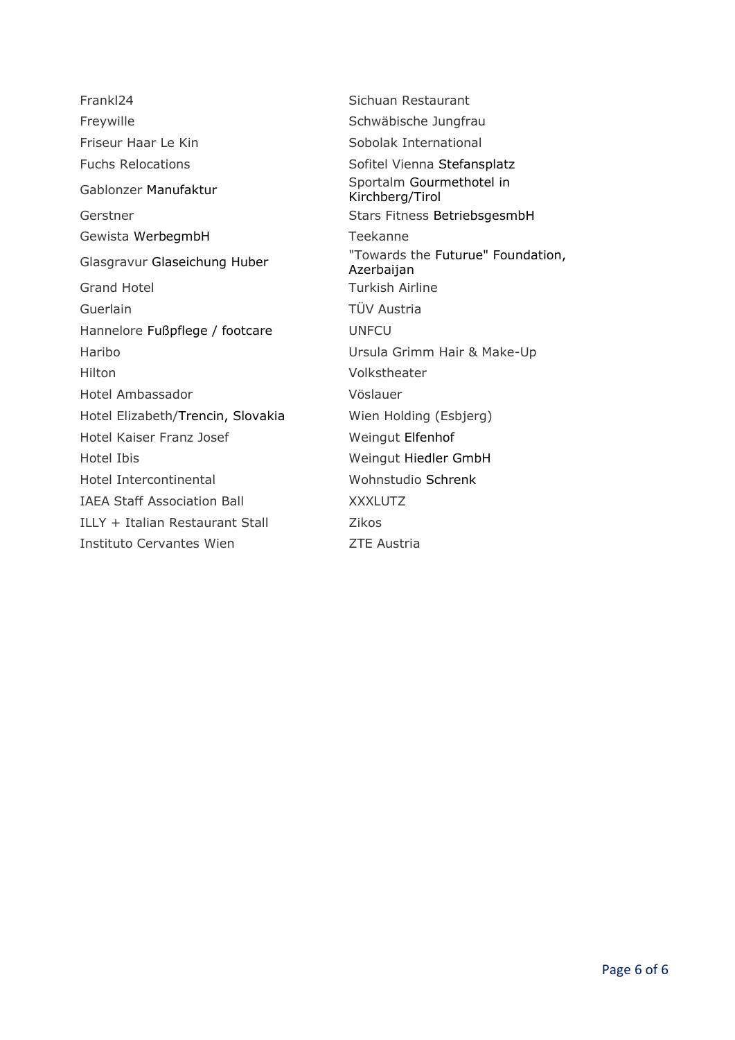Frankl24
Freywille
Friseur Haar Le Kin
Fuchs Relocations
Gablonzer Manufaktur
Gerstner
Gewista WerbegmbH
Glasgravur Glaseichung Huber
Grand Hotel
Guerlain
Hannelore Fußpflege / footcare
Haribo
Hilton
Hotel Ambassador
Hotel Elizabeth/Trencin, Slovakia
Hotel Kaiser Franz Josef
Hotel Ibis
Hotel Intercontinental
IAEA Staff Association Ball
ILLY + Italian Restaurant Stall
Instituto Cervantes Wien
Sichuan Restaurant
Schwäbische Jungfrau
Sobolak International
Sofitel Vienna Stefansplatz
Sportalm Gourmethotel in Kirchberg/Tirol
Stars Fitness BetriebsgesmbH
Teekanne
"Towards the Futurue" Foundation, Azerbaijan
Turkish Airline
TÜV Austria
UNFCU
Ursula Grimm Hair & Make-Up
Volkstheater
Vöslauer
Wien Holding (Esbjerg)
Weingut Elfenhof
Weingut Hiedler GmbH
Wohnstudio Schrenk
XXXLUTZ
Zikos
ZTE Austria